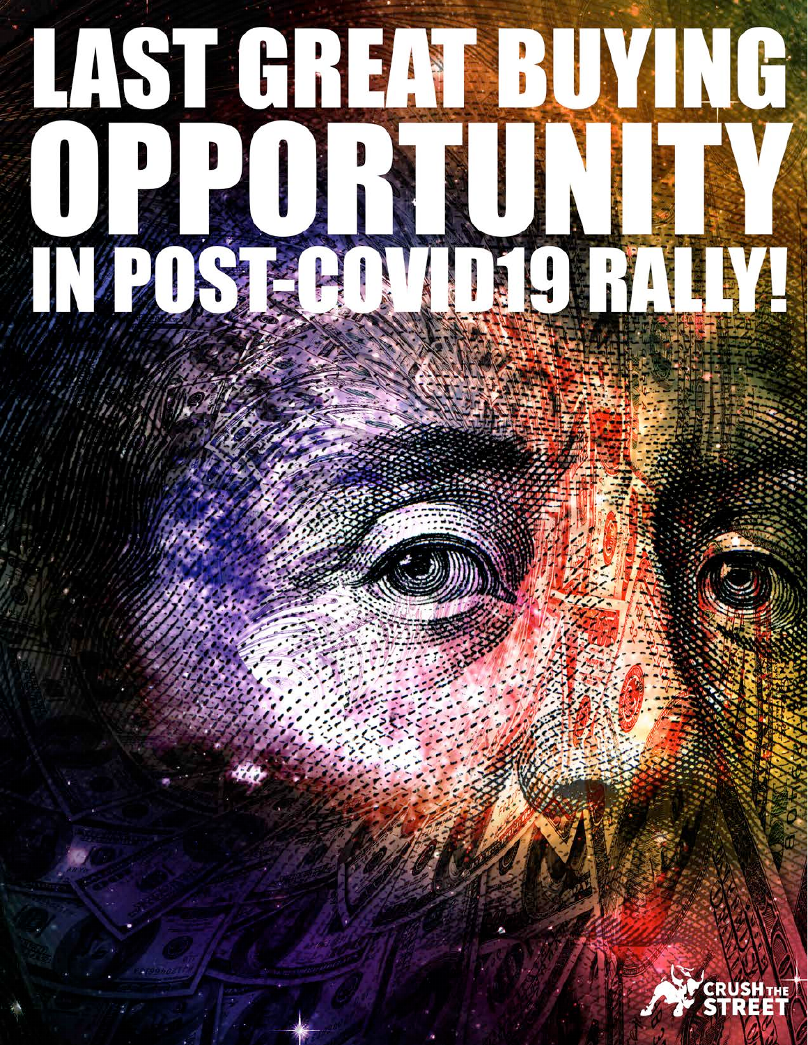# LAST GREAT BUYING OPPORTUNITY IN POST-COVID19 RALLY!

CRUSH THE STREET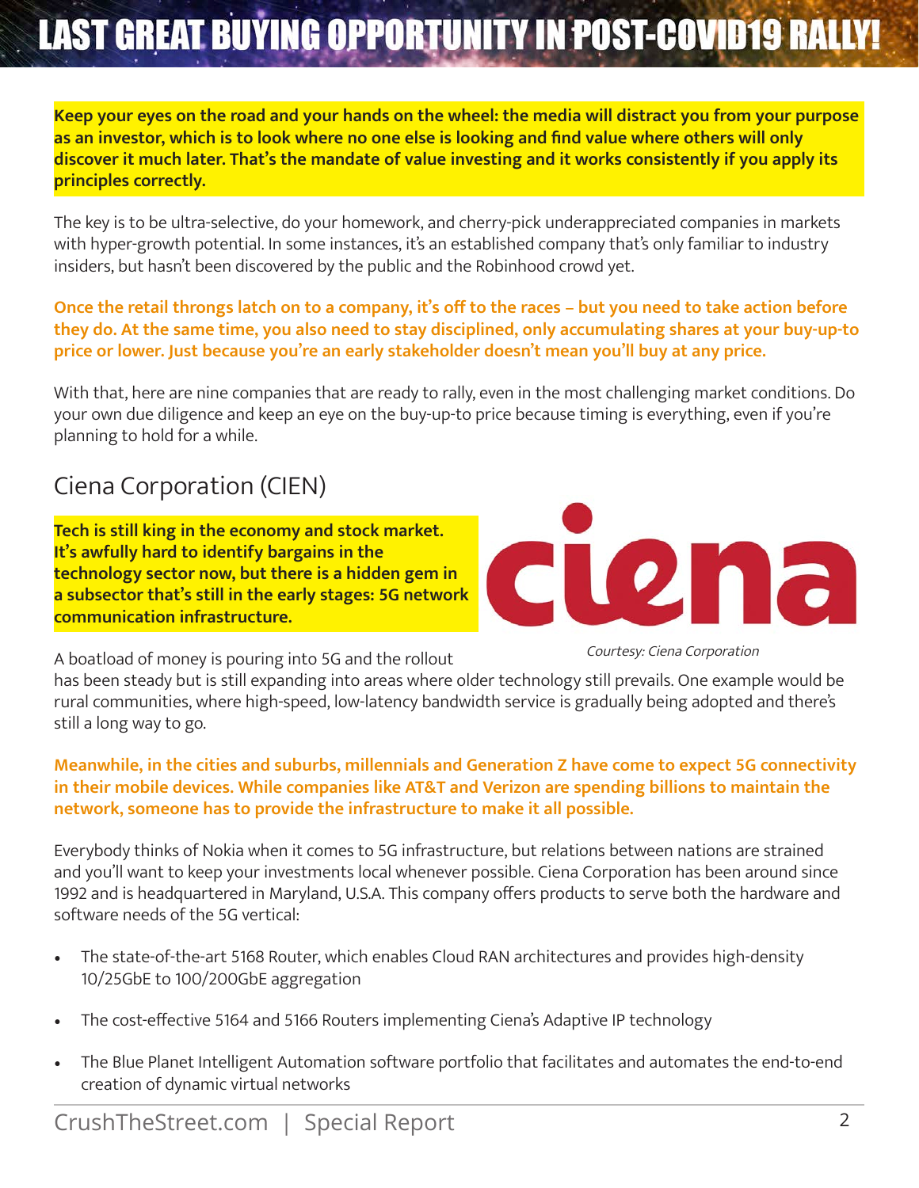# LAST GREAT BUYING OPPORTUNITY IN POST-COVID19 RALLY!

**Keep your eyes on the road and your hands on the wheel: the media will distract you from your purpose as an investor, which is to look where no one else is looking and find value where others will only discover it much later. That's the mandate of value investing and it works consistently if you apply its principles correctly.**

The key is to be ultra-selective, do your homework, and cherry-pick underappreciated companies in markets with hyper-growth potential. In some instances, it's an established company that's only familiar to industry insiders, but hasn't been discovered by the public and the Robinhood crowd yet.

**Once the retail throngs latch on to a company, it's off to the races – but you need to take action before they do. At the same time, you also need to stay disciplined, only accumulating shares at your buy-up-to price or lower. Just because you're an early stakeholder doesn't mean you'll buy at any price.**

With that, here are nine companies that are ready to rally, even in the most challenging market conditions. Do your own due diligence and keep an eye on the buy-up-to price because timing is everything, even if you're planning to hold for a while.

## Ciena Corporation (CIEN)

**Tech is still king in the economy and stock market. It's awfully hard to identify bargains in the technology sector now, but there is a hidden gem in a subsector that's still in the early stages: 5G network communication infrastructure.**

*Courtesy: Ciena Corporation*

A boatload of money is pouring into 5G and the rollout has been steady but is still expanding into areas where older technology still prevails. One example would be rural communities, where high-speed, low-latency bandwidth service is gradually being adopted and there's still a long way to go.

**Meanwhile, in the cities and suburbs, millennials and Generation Z have come to expect 5G connectivity in their mobile devices. While companies like AT&T and Verizon are spending billions to maintain the network, someone has to provide the infrastructure to make it all possible.**

Everybody thinks of Nokia when it comes to 5G infrastructure, but relations between nations are strained and you'll want to keep your investments local whenever possible. Ciena Corporation has been around since 1992 and is headquartered in Maryland, U.S.A. This company offers products to serve both the hardware and software needs of the 5G vertical:

- The state-of-the-art 5168 Router, which enables Cloud RAN architectures and provides high-density 10/25GbE to 100/200GbE aggregation
- The cost-effective 5164 and 5166 Routers implementing Ciena's Adaptive IP technology
- The Blue Planet Intelligent Automation software portfolio that facilitates and automates the end-to-end creation of dynamic virtual networks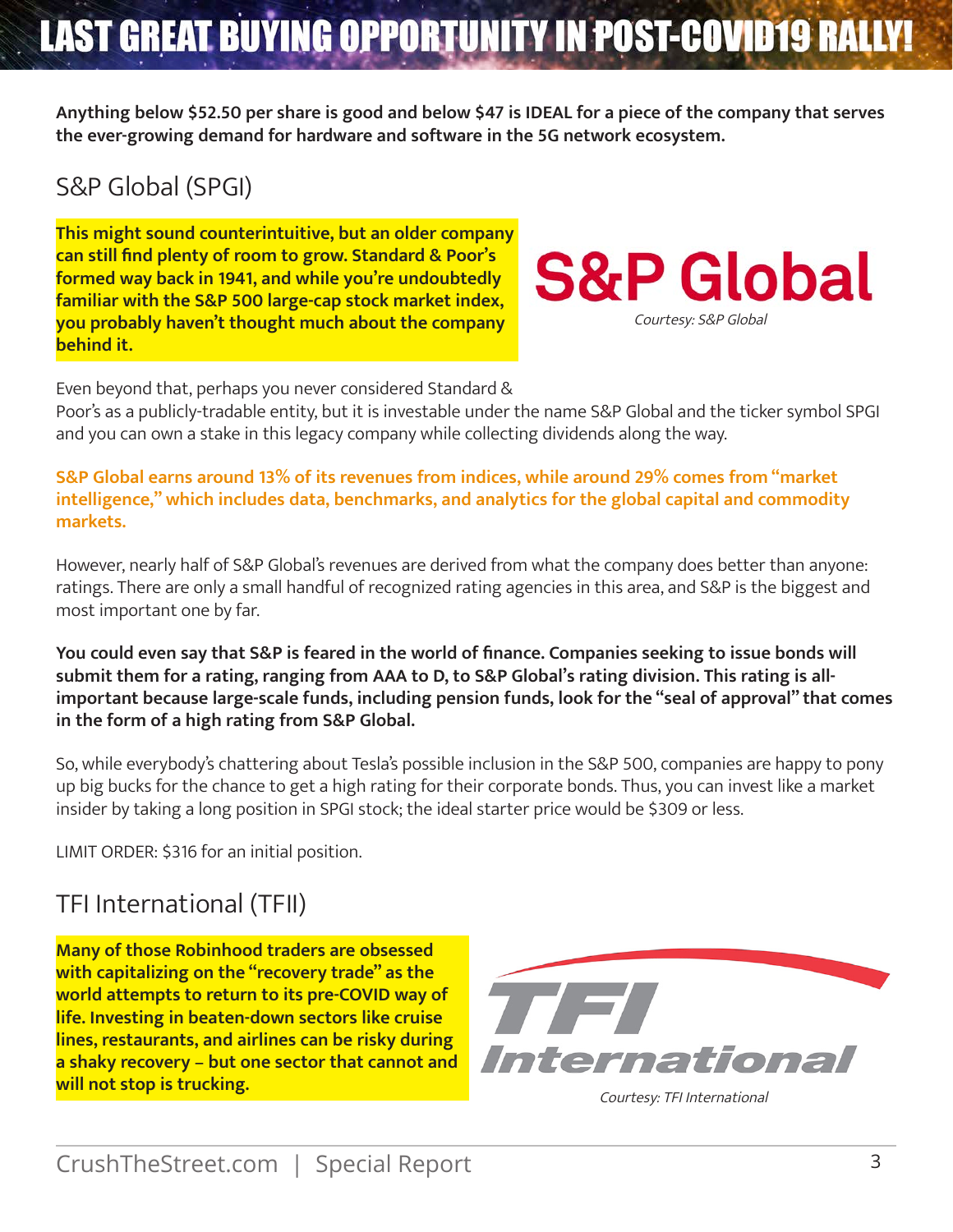# LAST GREAT BUYING OPPORTUNITY IN POST-COVID19 RALLY!

**Anything below $52.50 per share is good and below $47 is IDEAL for a piece of the company that serves the ever-growing demand for hardware and software in the 5G network ecosystem.**

## S&P Global (SPGI)

**This might sound counterintuitive, but an older company can still find plenty of room to grow. Standard & Poor's formed way back in 1941, and while you're undoubtedly familiar with the S&P 500 large-cap stock market index, you probably haven't thought much about the company behind it.**

*Courtesy: S&P Global*

Even beyond that, perhaps you never considered Standard & Poor's as a publicly-tradable entity, but it is investable under the name S&P Global and the ticker symbol SPGI and you can own a stake in this legacy company while collecting dividends along the way.

**S&P Global earns around 13% of its revenues from indices, while around 29% comes from "market intelligence," which includes data, benchmarks, and analytics for the global capital and commodity markets.**

However, nearly half of S&P Global's revenues are derived from what the company does better than anyone: ratings. There are only a small handful of recognized rating agencies in this area, and S&P is the biggest and most important one by far.

**You could even say that S&P is feared in the world of finance. Companies seeking to issue bonds will submit them for a rating, ranging from AAA to D, to S&P Global's rating division. This rating is all-important because large-scale funds, including pension funds, look for the "seal of approval" that comes in the form of a high rating from S&P Global.**

So, while everybody's chattering about Tesla's possible inclusion in the S&P 500, companies are happy to pony up big bucks for the chance to get a high rating for their corporate bonds. Thus, you can invest like a market insider by taking a long position in SPGI stock; the ideal starter price would be $309 or less.

LIMIT ORDER: $316 for an initial position.

## TFI International (TFII)

**Many of those Robinhood traders are obsessed with capitalizing on the "recovery trade" as the world attempts to return to its pre-COVID way of life. Investing in beaten-down sectors like cruise lines, restaurants, and airlines can be risky during a shaky recovery – but one sector that cannot and will not stop is trucking.**

*Courtesy: TFI International*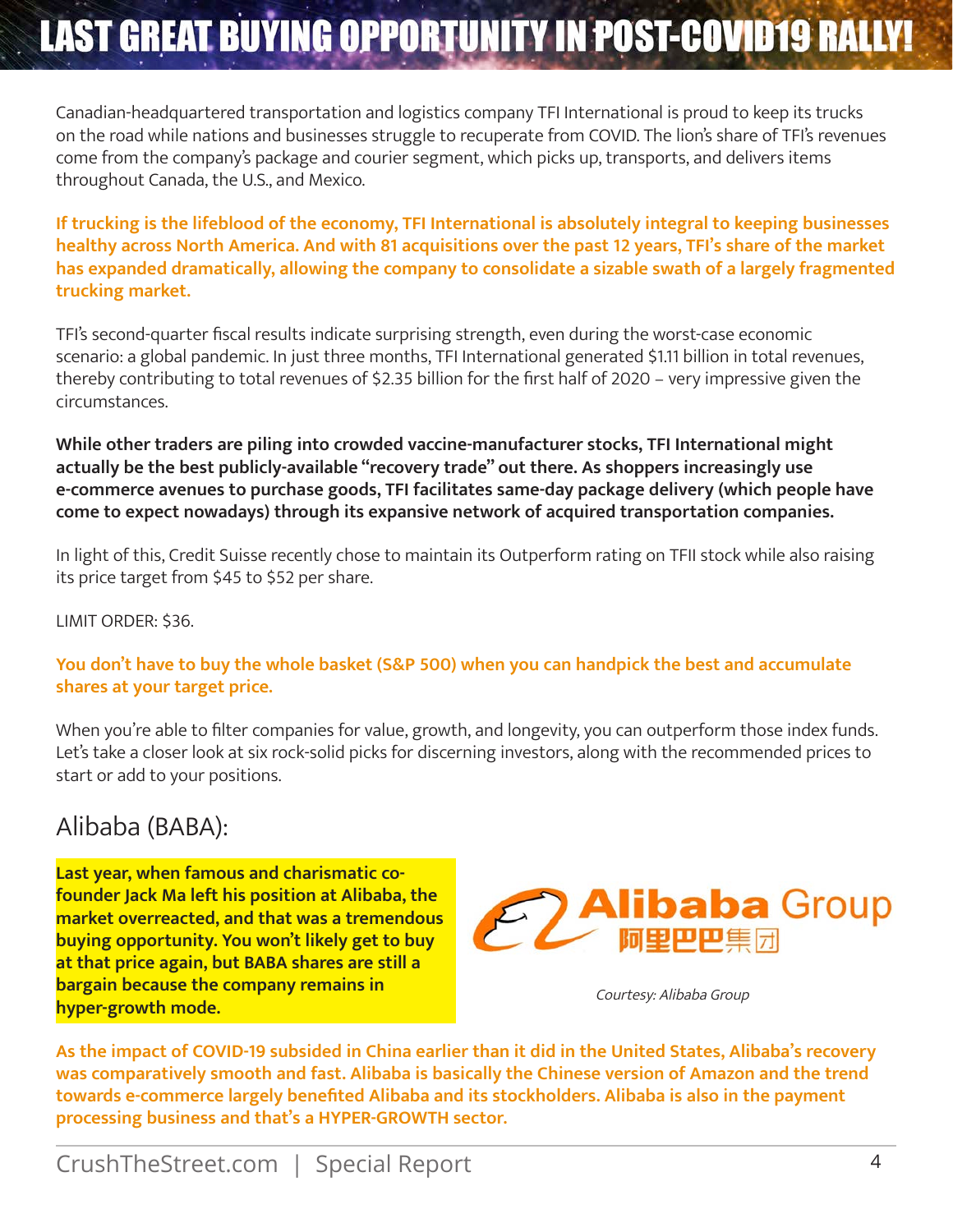# LAST GREAT BUYING OPPORTUNITY IN POST-COVID19 RALLY!

Canadian-headquartered transportation and logistics company TFI International is proud to keep its trucks on the road while nations and businesses struggle to recuperate from COVID. The lion's share of TFI's revenues come from the company's package and courier segment, which picks up, transports, and delivers items throughout Canada, the U.S., and Mexico.

**If trucking is the lifeblood of the economy, TFI International is absolutely integral to keeping businesses healthy across North America. And with 81 acquisitions over the past 12 years, TFI's share of the market has expanded dramatically, allowing the company to consolidate a sizable swath of a largely fragmented trucking market.**

TFI's second-quarter fiscal results indicate surprising strength, even during the worst-case economic scenario: a global pandemic. In just three months, TFI International generated $1.11 billion in total revenues, thereby contributing to total revenues of $2.35 billion for the first half of 2020 – very impressive given the circumstances.

**While other traders are piling into crowded vaccine-manufacturer stocks, TFI International might actually be the best publicly-available "recovery trade" out there. As shoppers increasingly use e-commerce avenues to purchase goods, TFI facilitates same-day package delivery (which people have come to expect nowadays) through its expansive network of acquired transportation companies.**

In light of this, Credit Suisse recently chose to maintain its Outperform rating on TFII stock while also raising its price target from $45 to $52 per share.

LIMIT ORDER: $36.

**You don't have to buy the whole basket (S&P 500) when you can handpick the best and accumulate shares at your target price.**

When you're able to filter companies for value, growth, and longevity, you can outperform those index funds. Let's take a closer look at six rock-solid picks for discerning investors, along with the recommended prices to start or add to your positions.

## Alibaba (BABA):

**Last year, when famous and charismatic co-founder Jack Ma left his position at Alibaba, the market overreacted, and that was a tremendous buying opportunity. You won't likely get to buy at that price again, but BABA shares are still a bargain because the company remains in hyper-growth mode.**

*Courtesy: Alibaba Group*

**As the impact of COVID-19 subsided in China earlier than it did in the United States, Alibaba's recovery was comparatively smooth and fast. Alibaba is basically the Chinese version of Amazon and the trend towards e-commerce largely benefited Alibaba and its stockholders. Alibaba is also in the payment processing business and that's a HYPER-GROWTH sector.**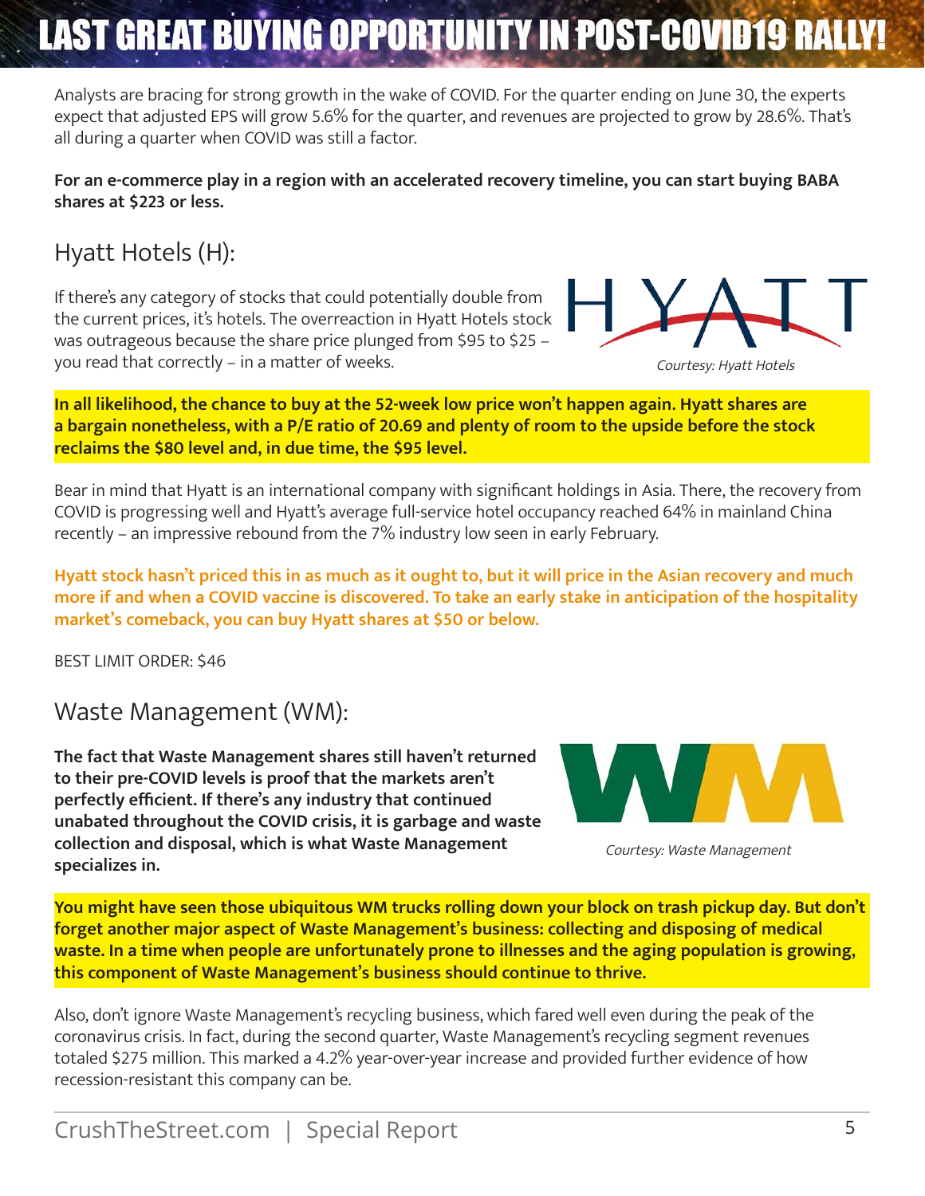# LAST GREAT BUYING OPPORTUNITY IN POST-COVID19 RALLY!

Analysts are bracing for strong growth in the wake of COVID. For the quarter ending on June 30, the experts expect that adjusted EPS will grow 5.6% for the quarter, and revenues are projected to grow by 28.6%. That's all during a quarter when COVID was still a factor.

**For an e-commerce play in a region with an accelerated recovery timeline, you can start buying BABA shares at $223 or less.**

## Hyatt Hotels (H):

If there's any category of stocks that could potentially double from the current prices, it's hotels. The overreaction in Hyatt Hotels stock was outrageous because the share price plunged from $95 to $25 – you read that correctly – in a matter of weeks.

*Courtesy: Hyatt Hotels*

**In all likelihood, the chance to buy at the 52-week low price won't happen again. Hyatt shares are a bargain nonetheless, with a P/E ratio of 20.69 and plenty of room to the upside before the stock reclaims the $80 level and, in due time, the $95 level.**

Bear in mind that Hyatt is an international company with significant holdings in Asia. There, the recovery from COVID is progressing well and Hyatt's average full-service hotel occupancy reached 64% in mainland China recently – an impressive rebound from the 7% industry low seen in early February.

**Hyatt stock hasn't priced this in as much as it ought to, but it will price in the Asian recovery and much more if and when a COVID vaccine is discovered. To take an early stake in anticipation of the hospitality market's comeback, you can buy Hyatt shares at $50 or below.**

BEST LIMIT ORDER: $46

## Waste Management (WM):

**The fact that Waste Management shares still haven't returned to their pre-COVID levels is proof that the markets aren't perfectly efficient. If there's any industry that continued unabated throughout the COVID crisis, it is garbage and waste collection and disposal, which is what Waste Management specializes in.**

*Courtesy: Waste Management*

**You might have seen those ubiquitous WM trucks rolling down your block on trash pickup day. But don't forget another major aspect of Waste Management's business: collecting and disposing of medical waste. In a time when people are unfortunately prone to illnesses and the aging population is growing, this component of Waste Management's business should continue to thrive.**

Also, don't ignore Waste Management's recycling business, which fared well even during the peak of the coronavirus crisis. In fact, during the second quarter, Waste Management's recycling segment revenues totaled $275 million. This marked a 4.2% year-over-year increase and provided further evidence of how recession-resistant this company can be.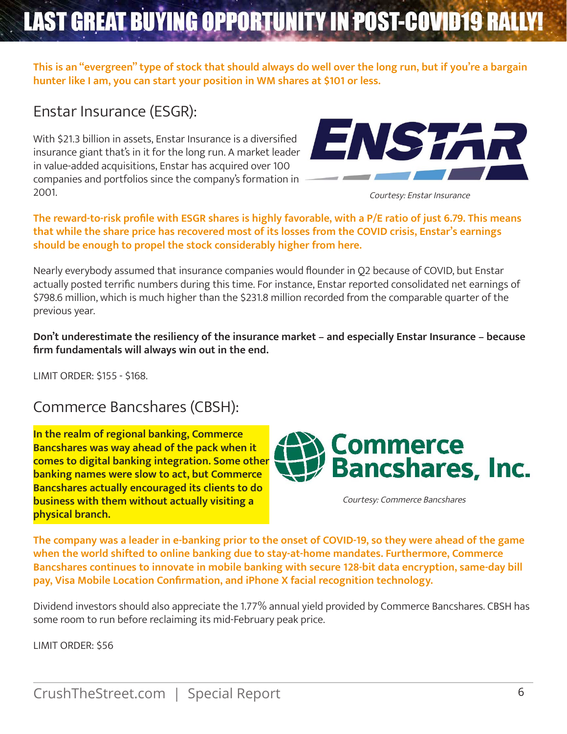LAST GREAT BUYING OPPORTUNITY IN POST-COVID19 RALLY!

**This is an "evergreen" type of stock that should always do well over the long run, but if you're a bargain hunter like I am, you can start your position in WM shares at $101 or less.**

## Enstar Insurance (ESGR):

With $21.3 billion in assets, Enstar Insurance is a diversified insurance giant that's in it for the long run. A market leader in value-added acquisitions, Enstar has acquired over 100 companies and portfolios since the company's formation in 2001.

*Courtesy: Enstar Insurance*

**The reward-to-risk profile with ESGR shares is highly favorable, with a P/E ratio of just 6.79. This means that while the share price has recovered most of its losses from the COVID crisis, Enstar's earnings should be enough to propel the stock considerably higher from here.**

Nearly everybody assumed that insurance companies would flounder in Q2 because of COVID, but Enstar actually posted terrific numbers during this time. For instance, Enstar reported consolidated net earnings of $798.6 million, which is much higher than the $231.8 million recorded from the comparable quarter of the previous year.

**Don't underestimate the resiliency of the insurance market – and especially Enstar Insurance – because firm fundamentals will always win out in the end.**

LIMIT ORDER: $155 - $168.

## Commerce Bancshares (CBSH):

**In the realm of regional banking, Commerce Bancshares was way ahead of the pack when it comes to digital banking integration. Some other banking names were slow to act, but Commerce Bancshares actually encouraged its clients to do business with them without actually visiting a physical branch.**

*Courtesy: Commerce Bancshares*

**The company was a leader in e-banking prior to the onset of COVID-19, so they were ahead of the game when the world shifted to online banking due to stay-at-home mandates. Furthermore, Commerce Bancshares continues to innovate in mobile banking with secure 128-bit data encryption, same-day bill pay, Visa Mobile Location Confirmation, and iPhone X facial recognition technology.**

Dividend investors should also appreciate the 1.77% annual yield provided by Commerce Bancshares. CBSH has some room to run before reclaiming its mid-February peak price.

LIMIT ORDER: $56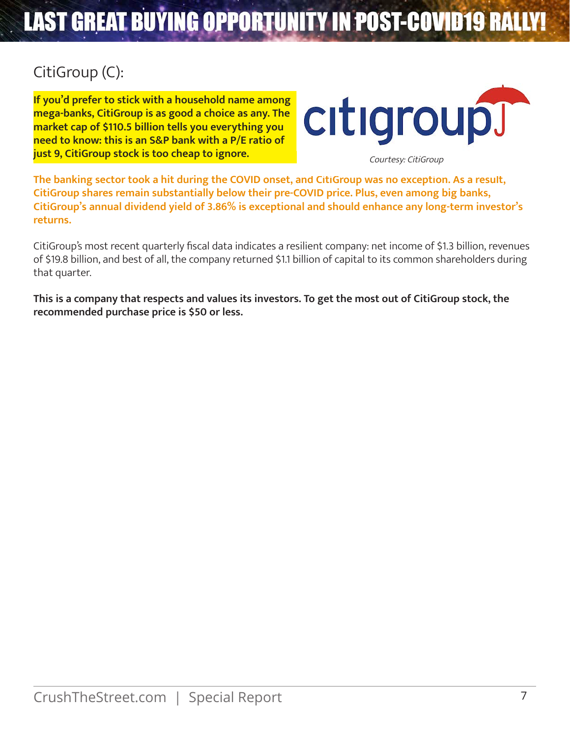## CitiGroup (C):

**If you'd prefer to stick with a household name among mega-banks, CitiGroup is as good a choice as any. The market cap of $110.5 billion tells you everything you need to know: this is an S&P bank with a P/E ratio of just 9, CitiGroup stock is too cheap to ignore.**

*Courtesy: CitiGroup*

**The banking sector took a hit during the COVID onset, and CitiGroup was no exception. As a result, CitiGroup shares remain substantially below their pre-COVID price. Plus, even among big banks, CitiGroup's annual dividend yield of 3.86% is exceptional and should enhance any long-term investor's returns.**

CitiGroup's most recent quarterly fiscal data indicates a resilient company: net income of $1.3 billion, revenues of $19.8 billion, and best of all, the company returned $1.1 billion of capital to its common shareholders during that quarter.

**This is a company that respects and values its investors. To get the most out of CitiGroup stock, the recommended purchase price is $50 or less.**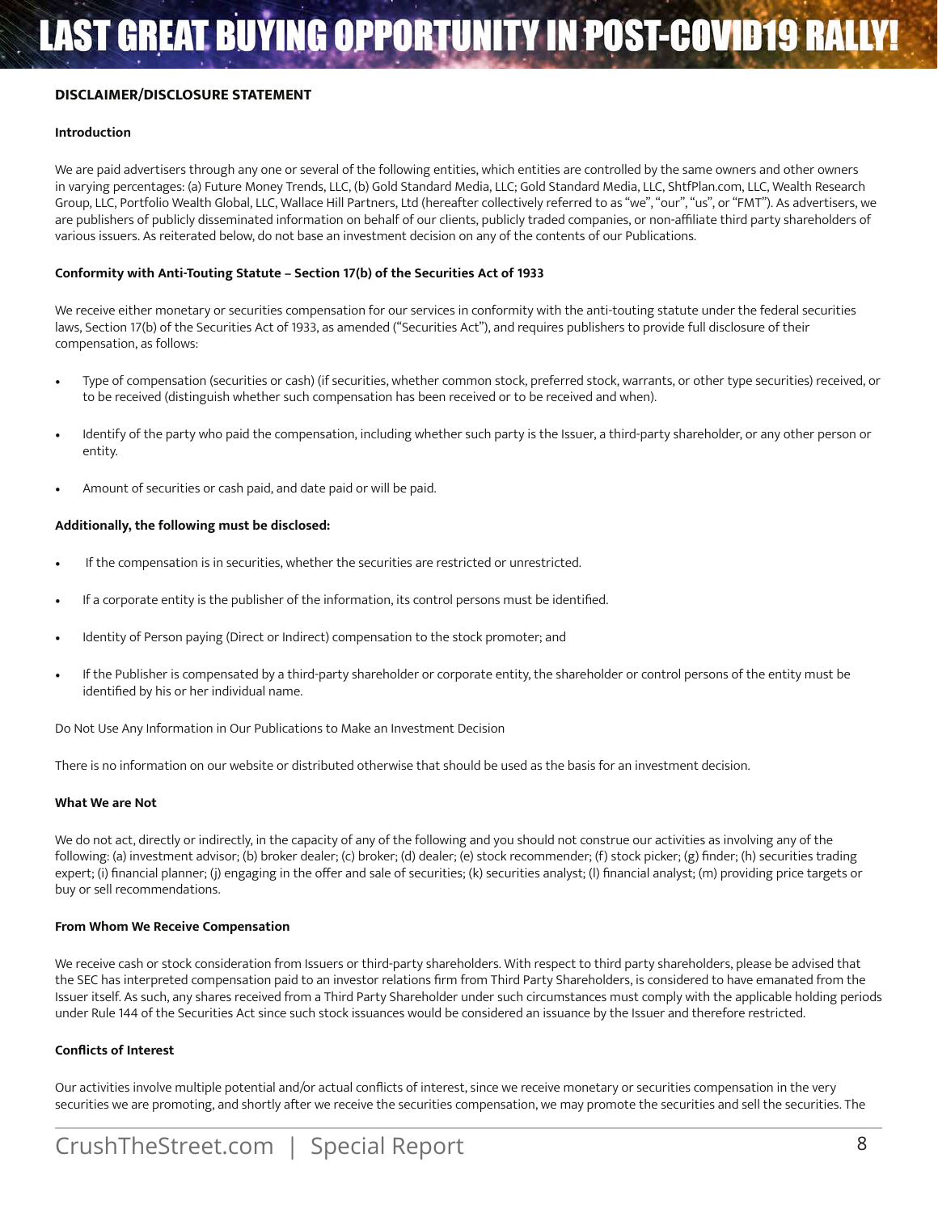## DISCLAIMER/DISCLOSURE STATEMENT

### Introduction

We are paid advertisers through any one or several of the following entities, which entities are controlled by the same owners and other owners in varying percentages: (a) Future Money Trends, LLC, (b) Gold Standard Media, LLC; Gold Standard Media, LLC, ShtfPlan.com, LLC, Wealth Research Group, LLC, Portfolio Wealth Global, LLC, Wallace Hill Partners, Ltd (hereafter collectively referred to as "we", "our", "us", or "FMT"). As advertisers, we are publishers of publicly disseminated information on behalf of our clients, publicly traded companies, or non-affiliate third party shareholders of various issuers. As reiterated below, do not base an investment decision on any of the contents of our Publications.

### Conformity with Anti-Touting Statute – Section 17(b) of the Securities Act of 1933

We receive either monetary or securities compensation for our services in conformity with the anti-touting statute under the federal securities laws, Section 17(b) of the Securities Act of 1933, as amended ("Securities Act"), and requires publishers to provide full disclosure of their compensation, as follows:

- Type of compensation (securities or cash) (if securities, whether common stock, preferred stock, warrants, or other type securities) received, or to be received (distinguish whether such compensation has been received or to be received and when).
- Identify of the party who paid the compensation, including whether such party is the Issuer, a third-party shareholder, or any other person or entity.
- Amount of securities or cash paid, and date paid or will be paid.

**Additionally, the following must be disclosed:**

- If the compensation is in securities, whether the securities are restricted or unrestricted.
- If a corporate entity is the publisher of the information, its control persons must be identified.
- Identity of Person paying (Direct or Indirect) compensation to the stock promoter; and
- If the Publisher is compensated by a third-party shareholder or corporate entity, the shareholder or control persons of the entity must be identified by his or her individual name.

Do Not Use Any Information in Our Publications to Make an Investment Decision

There is no information on our website or distributed otherwise that should be used as the basis for an investment decision.

### What We are Not

We do not act, directly or indirectly, in the capacity of any of the following and you should not construe our activities as involving any of the following: (a) investment advisor; (b) broker dealer; (c) broker; (d) dealer; (e) stock recommender; (f) stock picker; (g) finder; (h) securities trading expert; (i) financial planner; (j) engaging in the offer and sale of securities; (k) securities analyst; (l) financial analyst; (m) providing price targets or buy or sell recommendations.

### From Whom We Receive Compensation

We receive cash or stock consideration from Issuers or third-party shareholders. With respect to third party shareholders, please be advised that the SEC has interpreted compensation paid to an investor relations firm from Third Party Shareholders, is considered to have emanated from the Issuer itself. As such, any shares received from a Third Party Shareholder under such circumstances must comply with the applicable holding periods under Rule 144 of the Securities Act since such stock issuances would be considered an issuance by the Issuer and therefore restricted.

### Conflicts of Interest

Our activities involve multiple potential and/or actual conflicts of interest, since we receive monetary or securities compensation in the very securities we are promoting, and shortly after we receive the securities compensation, we may promote the securities and sell the securities. The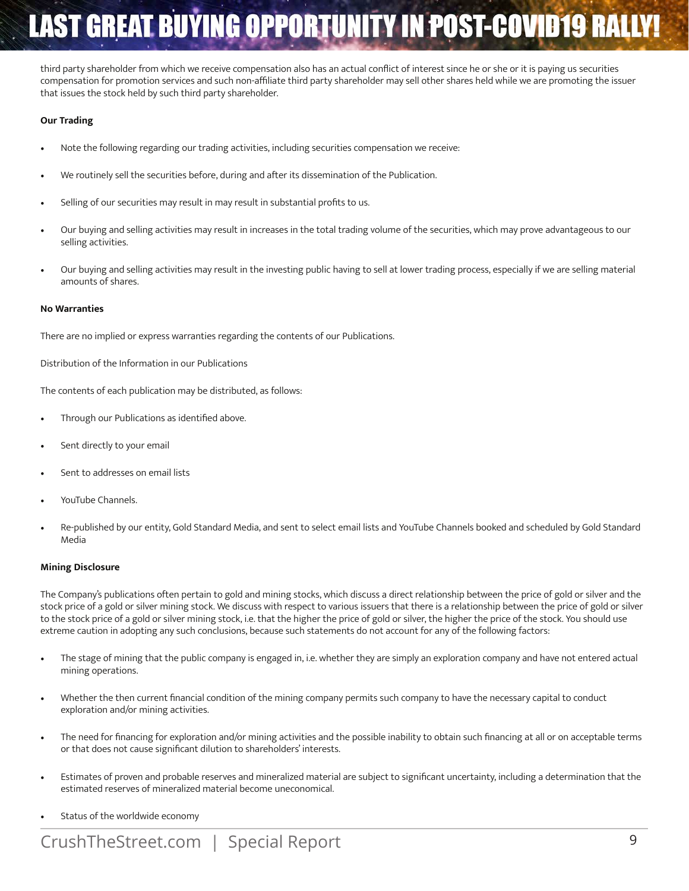third party shareholder from which we receive compensation also has an actual conflict of interest since he or she or it is paying us securities compensation for promotion services and such non-affiliate third party shareholder may sell other shares held while we are promoting the issuer that issues the stock held by such third party shareholder.

**Our Trading**

- Note the following regarding our trading activities, including securities compensation we receive:
- We routinely sell the securities before, during and after its dissemination of the Publication.
- Selling of our securities may result in may result in substantial profits to us.
- Our buying and selling activities may result in increases in the total trading volume of the securities, which may prove advantageous to our selling activities.
- Our buying and selling activities may result in the investing public having to sell at lower trading process, especially if we are selling material amounts of shares.

**No Warranties**

There are no implied or express warranties regarding the contents of our Publications.

Distribution of the Information in our Publications

The contents of each publication may be distributed, as follows:

- Through our Publications as identified above.
- Sent directly to your email
- Sent to addresses on email lists
- YouTube Channels.
- Re-published by our entity, Gold Standard Media, and sent to select email lists and YouTube Channels booked and scheduled by Gold Standard Media

**Mining Disclosure**

The Company's publications often pertain to gold and mining stocks, which discuss a direct relationship between the price of gold or silver and the stock price of a gold or silver mining stock. We discuss with respect to various issuers that there is a relationship between the price of gold or silver to the stock price of a gold or silver mining stock, i.e. that the higher the price of gold or silver, the higher the price of the stock. You should use extreme caution in adopting any such conclusions, because such statements do not account for any of the following factors:

- The stage of mining that the public company is engaged in, i.e. whether they are simply an exploration company and have not entered actual mining operations.
- Whether the then current financial condition of the mining company permits such company to have the necessary capital to conduct exploration and/or mining activities.
- The need for financing for exploration and/or mining activities and the possible inability to obtain such financing at all or on acceptable terms or that does not cause significant dilution to shareholders' interests.
- Estimates of proven and probable reserves and mineralized material are subject to significant uncertainty, including a determination that the estimated reserves of mineralized material become uneconomical.
- Status of the worldwide economy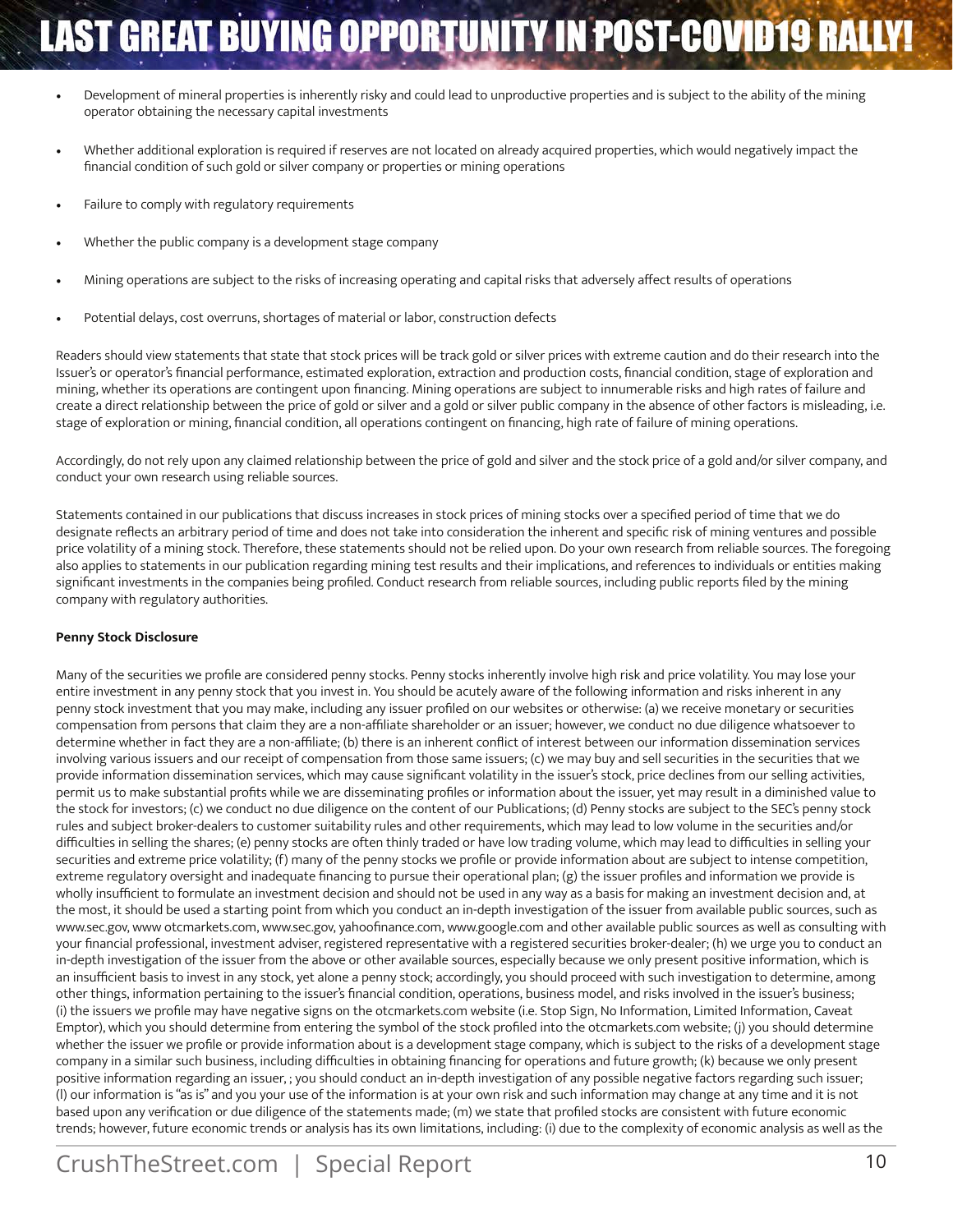- Development of mineral properties is inherently risky and could lead to unproductive properties and is subject to the ability of the mining operator obtaining the necessary capital investments
- Whether additional exploration is required if reserves are not located on already acquired properties, which would negatively impact the financial condition of such gold or silver company or properties or mining operations
- Failure to comply with regulatory requirements
- Whether the public company is a development stage company
- Mining operations are subject to the risks of increasing operating and capital risks that adversely affect results of operations
- Potential delays, cost overruns, shortages of material or labor, construction defects

Readers should view statements that state that stock prices will be track gold or silver prices with extreme caution and do their research into the Issuer's or operator's financial performance, estimated exploration, extraction and production costs, financial condition, stage of exploration and mining, whether its operations are contingent upon financing. Mining operations are subject to innumerable risks and high rates of failure and create a direct relationship between the price of gold or silver and a gold or silver public company in the absence of other factors is misleading, i.e. stage of exploration or mining, financial condition, all operations contingent on financing, high rate of failure of mining operations.

Accordingly, do not rely upon any claimed relationship between the price of gold and silver and the stock price of a gold and/or silver company, and conduct your own research using reliable sources.

Statements contained in our publications that discuss increases in stock prices of mining stocks over a specified period of time that we do designate reflects an arbitrary period of time and does not take into consideration the inherent and specific risk of mining ventures and possible price volatility of a mining stock. Therefore, these statements should not be relied upon. Do your own research from reliable sources. The foregoing also applies to statements in our publication regarding mining test results and their implications, and references to individuals or entities making significant investments in the companies being profiled. Conduct research from reliable sources, including public reports filed by the mining company with regulatory authorities.

**Penny Stock Disclosure**

Many of the securities we profile are considered penny stocks. Penny stocks inherently involve high risk and price volatility. You may lose your entire investment in any penny stock that you invest in. You should be acutely aware of the following information and risks inherent in any penny stock investment that you may make, including any issuer profiled on our websites or otherwise: (a) we receive monetary or securities compensation from persons that claim they are a non-affiliate shareholder or an issuer; however, we conduct no due diligence whatsoever to determine whether in fact they are a non-affiliate; (b) there is an inherent conflict of interest between our information dissemination services involving various issuers and our receipt of compensation from those same issuers; (c) we may buy and sell securities in the securities that we provide information dissemination services, which may cause significant volatility in the issuer's stock, price declines from our selling activities, permit us to make substantial profits while we are disseminating profiles or information about the issuer, yet may result in a diminished value to the stock for investors; (c) we conduct no due diligence on the content of our Publications; (d) Penny stocks are subject to the SEC's penny stock rules and subject broker-dealers to customer suitability rules and other requirements, which may lead to low volume in the securities and/or difficulties in selling the shares; (e) penny stocks are often thinly traded or have low trading volume, which may lead to difficulties in selling your securities and extreme price volatility; (f) many of the penny stocks we profile or provide information about are subject to intense competition, extreme regulatory oversight and inadequate financing to pursue their operational plan; (g) the issuer profiles and information we provide is wholly insufficient to formulate an investment decision and should not be used in any way as a basis for making an investment decision and, at the most, it should be used a starting point from which you conduct an in-depth investigation of the issuer from available public sources, such as www.sec.gov, www otcmarkets.com, www.sec.gov, yahoofinance.com, www.google.com and other available public sources as well as consulting with your financial professional, investment adviser, registered representative with a registered securities broker-dealer; (h) we urge you to conduct an in-depth investigation of the issuer from the above or other available sources, especially because we only present positive information, which is an insufficient basis to invest in any stock, yet alone a penny stock; accordingly, you should proceed with such investigation to determine, among other things, information pertaining to the issuer's financial condition, operations, business model, and risks involved in the issuer's business; (i) the issuers we profile may have negative signs on the otcmarkets.com website (i.e. Stop Sign, No Information, Limited Information, Caveat Emptor), which you should determine from entering the symbol of the stock profiled into the otcmarkets.com website; (j) you should determine whether the issuer we profile or provide information about is a development stage company, which is subject to the risks of a development stage company in a similar such business, including difficulties in obtaining financing for operations and future growth; (k) because we only present positive information regarding an issuer, ; you should conduct an in-depth investigation of any possible negative factors regarding such issuer; (l) our information is "as is" and you your use of the information is at your own risk and such information may change at any time and it is not based upon any verification or due diligence of the statements made; (m) we state that profiled stocks are consistent with future economic trends; however, future economic trends or analysis has its own limitations, including: (i) due to the complexity of economic analysis as well as the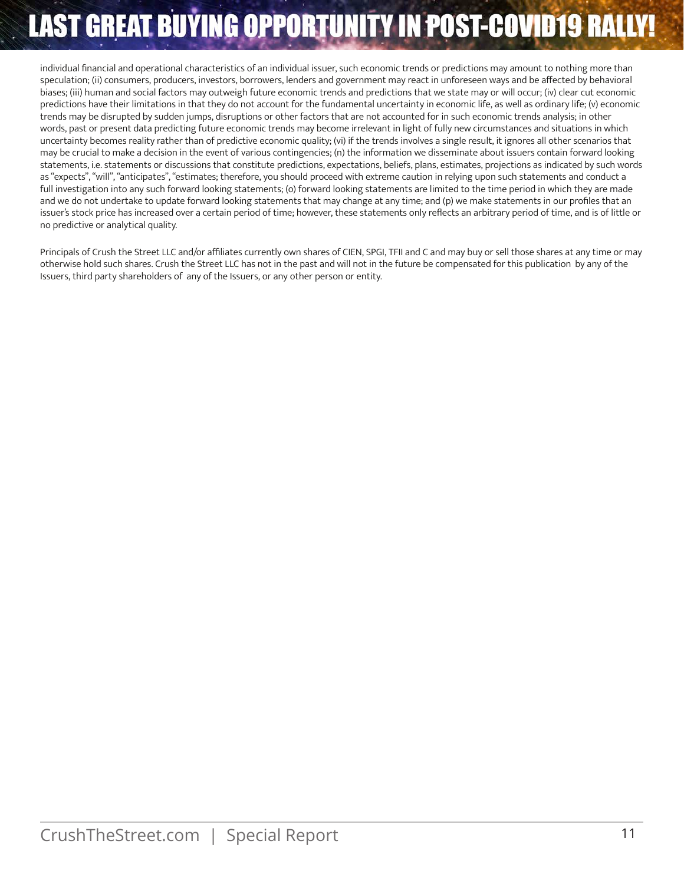individual financial and operational characteristics of an individual issuer, such economic trends or predictions may amount to nothing more than speculation; (ii) consumers, producers, investors, borrowers, lenders and government may react in unforeseen ways and be affected by behavioral biases; (iii) human and social factors may outweigh future economic trends and predictions that we state may or will occur; (iv) clear cut economic predictions have their limitations in that they do not account for the fundamental uncertainty in economic life, as well as ordinary life; (v) economic trends may be disrupted by sudden jumps, disruptions or other factors that are not accounted for in such economic trends analysis; in other words, past or present data predicting future economic trends may become irrelevant in light of fully new circumstances and situations in which uncertainty becomes reality rather than of predictive economic quality; (vi) if the trends involves a single result, it ignores all other scenarios that may be crucial to make a decision in the event of various contingencies; (n) the information we disseminate about issuers contain forward looking statements, i.e. statements or discussions that constitute predictions, expectations, beliefs, plans, estimates, projections as indicated by such words as "expects", "will", "anticipates", "estimates; therefore, you should proceed with extreme caution in relying upon such statements and conduct a full investigation into any such forward looking statements; (o) forward looking statements are limited to the time period in which they are made and we do not undertake to update forward looking statements that may change at any time; and (p) we make statements in our profiles that an issuer's stock price has increased over a certain period of time; however, these statements only reflects an arbitrary period of time, and is of little or no predictive or analytical quality.

Principals of Crush the Street LLC and/or affiliates currently own shares of CIEN, SPGI, TFII and C and may buy or sell those shares at any time or may otherwise hold such shares. Crush the Street LLC has not in the past and will not in the future be compensated for this publication by any of the Issuers, third party shareholders of any of the Issuers, or any other person or entity.